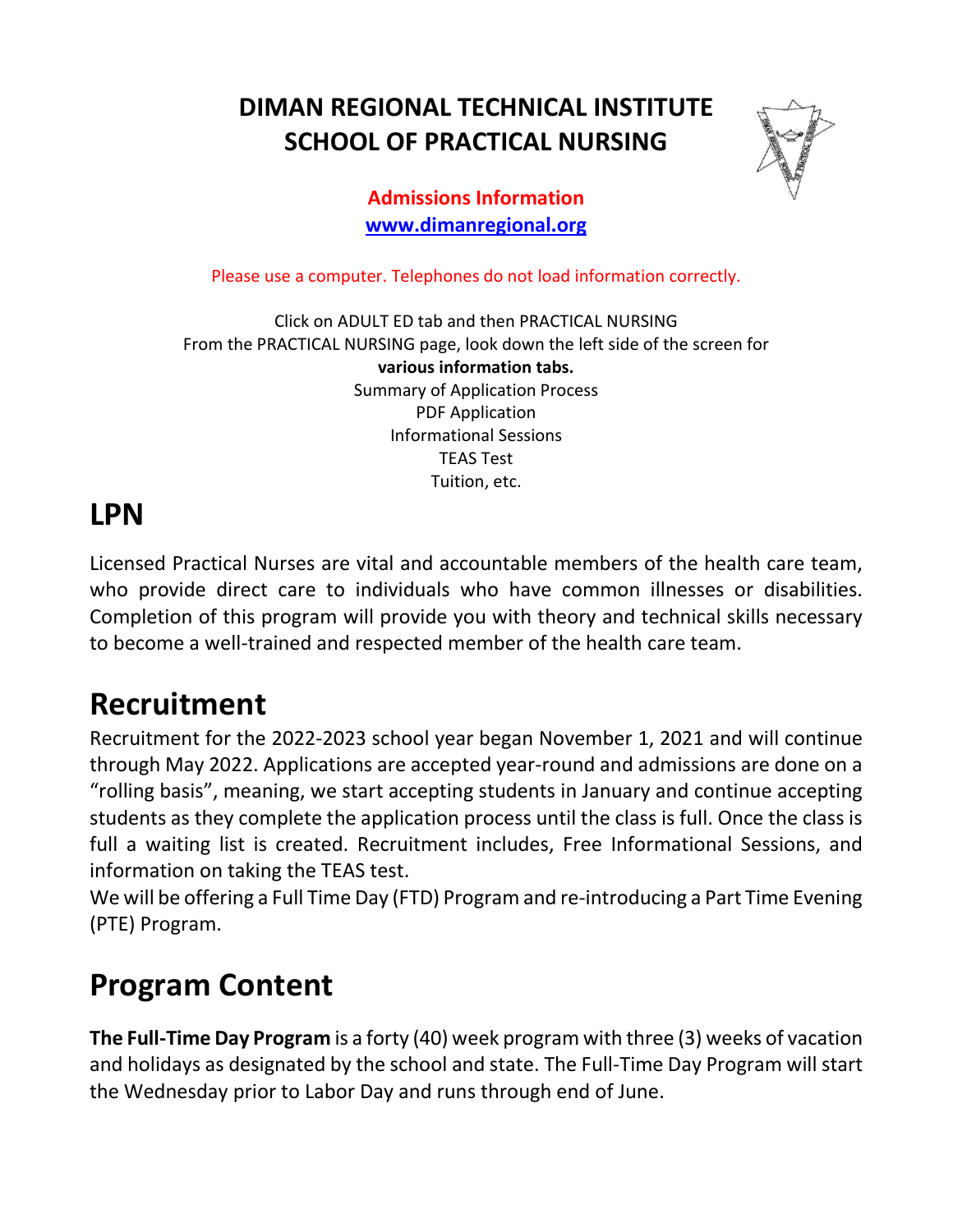# DIMAN REGIONAL TECHNICAL INSTITUTE
# SCHOOL OF PRACTICAL NURSING

**Admissions Information**
**www.dimanregional.org**

Please use a computer. Telephones do not load information correctly.

Click on ADULT ED tab and then PRACTICAL NURSING
From the PRACTICAL NURSING page, look down the left side of the screen for
**various information tabs.**
Summary of Application Process
PDF Application
Informational Sessions
TEAS Test
Tuition, etc.

## LPN

Licensed Practical Nurses are vital and accountable members of the health care team, who provide direct care to individuals who have common illnesses or disabilities. Completion of this program will provide you with theory and technical skills necessary to become a well-trained and respected member of the health care team.

## Recruitment

Recruitment for the 2022-2023 school year began November 1, 2021 and will continue through May 2022. Applications are accepted year-round and admissions are done on a "rolling basis", meaning, we start accepting students in January and continue accepting students as they complete the application process until the class is full. Once the class is full a waiting list is created. Recruitment includes, Free Informational Sessions, and information on taking the TEAS test.
We will be offering a Full Time Day (FTD) Program and re-introducing a Part Time Evening (PTE) Program.

## Program Content

**The Full-Time Day Program** is a forty (40) week program with three (3) weeks of vacation and holidays as designated by the school and state. The Full-Time Day Program will start the Wednesday prior to Labor Day and runs through end of June.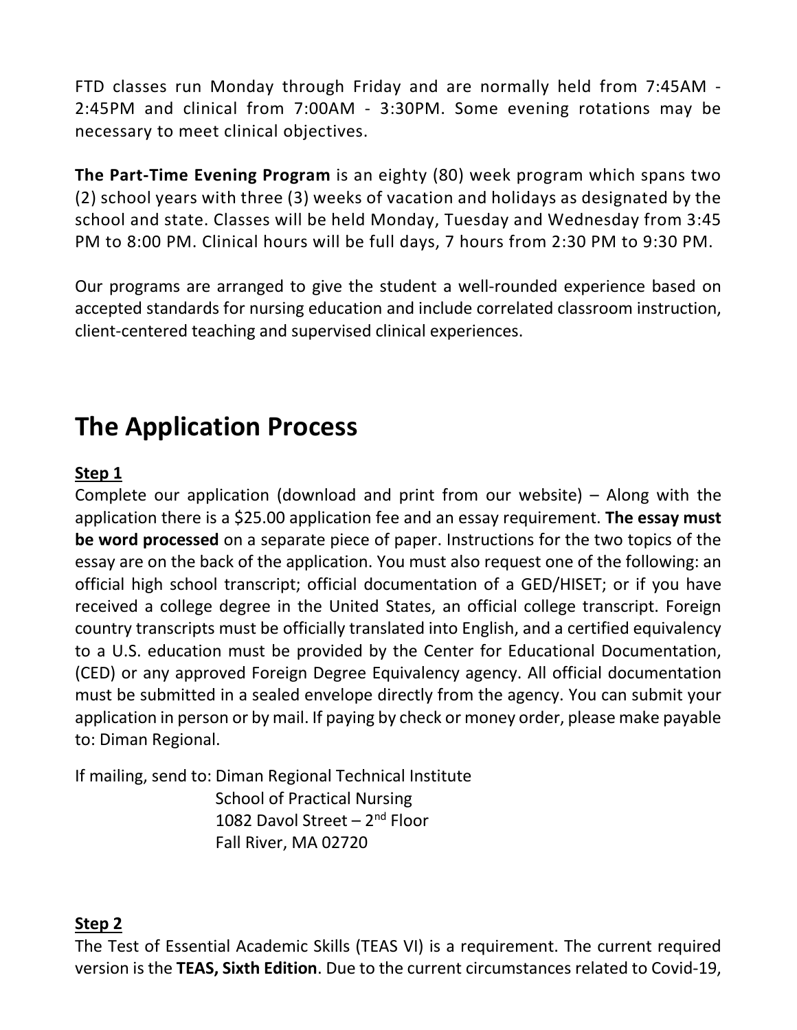FTD classes run Monday through Friday and are normally held from 7:45AM - 2:45PM and clinical from 7:00AM - 3:30PM. Some evening rotations may be necessary to meet clinical objectives.

**The Part-Time Evening Program** is an eighty (80) week program which spans two (2) school years with three (3) weeks of vacation and holidays as designated by the school and state. Classes will be held Monday, Tuesday and Wednesday from 3:45 PM to 8:00 PM. Clinical hours will be full days, 7 hours from 2:30 PM to 9:30 PM.

Our programs are arranged to give the student a well-rounded experience based on accepted standards for nursing education and include correlated classroom instruction, client-centered teaching and supervised clinical experiences.

# The Application Process

**Step 1**

Complete our application (download and print from our website) – Along with the application there is a $25.00 application fee and an essay requirement. **The essay must be word processed** on a separate piece of paper. Instructions for the two topics of the essay are on the back of the application. You must also request one of the following: an official high school transcript; official documentation of a GED/HISET; or if you have received a college degree in the United States, an official college transcript. Foreign country transcripts must be officially translated into English, and a certified equivalency to a U.S. education must be provided by the Center for Educational Documentation, (CED) or any approved Foreign Degree Equivalency agency. All official documentation must be submitted in a sealed envelope directly from the agency. You can submit your application in person or by mail. If paying by check or money order, please make payable to: Diman Regional.

If mailing, send to: Diman Regional Technical Institute
School of Practical Nursing
1082 Davol Street – 2nd Floor
Fall River, MA 02720

**Step 2**

The Test of Essential Academic Skills (TEAS VI) is a requirement. The current required version is the **TEAS, Sixth Edition**. Due to the current circumstances related to Covid-19,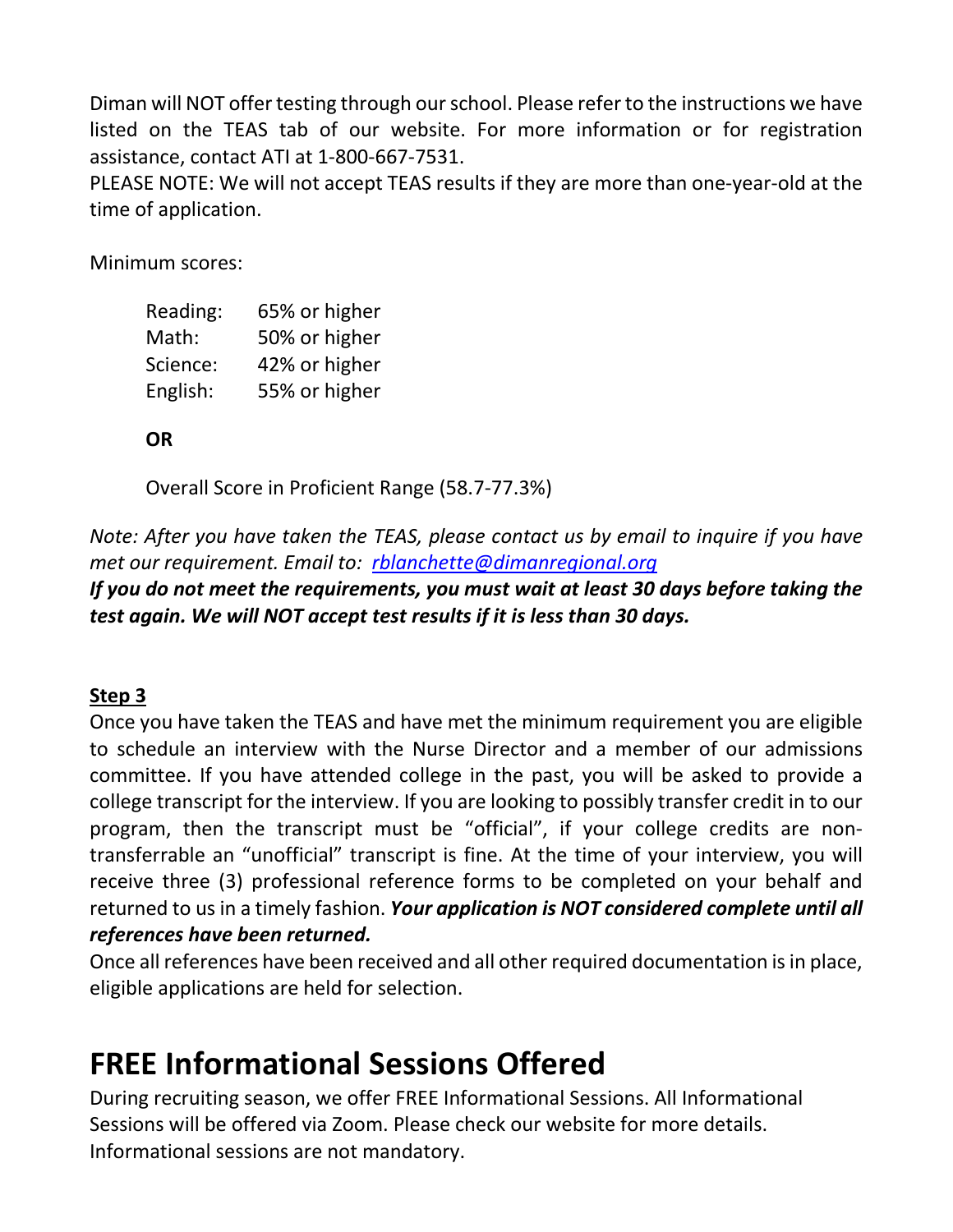Diman will NOT offer testing through our school. Please refer to the instructions we have listed on the TEAS tab of our website. For more information or for registration assistance, contact ATI at 1-800-667-7531.
PLEASE NOTE: We will not accept TEAS results if they are more than one-year-old at the time of application.

Minimum scores:

| | |
|---|---|
| Reading: | 65% or higher |
| Math: | 50% or higher |
| Science: | 42% or higher |
| English: | 55% or higher |

**OR**

Overall Score in Proficient Range (58.7-77.3%)

*Note: After you have taken the TEAS, please contact us by email to inquire if you have met our requirement. Email to: [rblanchette@dimanregional.org](mailto:rblanchette@dimanregional.org)*
***If you do not meet the requirements, you must wait at least 30 days before taking the test again. We will NOT accept test results if it is less than 30 days.***

**Step 3**

Once you have taken the TEAS and have met the minimum requirement you are eligible to schedule an interview with the Nurse Director and a member of our admissions committee. If you have attended college in the past, you will be asked to provide a college transcript for the interview. If you are looking to possibly transfer credit in to our program, then the transcript must be "official", if your college credits are non-transferrable an "unofficial" transcript is fine. At the time of your interview, you will receive three (3) professional reference forms to be completed on your behalf and returned to us in a timely fashion. ***Your application is NOT considered complete until all references have been returned.***
Once all references have been received and all other required documentation is in place, eligible applications are held for selection.

# FREE Informational Sessions Offered

During recruiting season, we offer FREE Informational Sessions. All Informational Sessions will be offered via Zoom. Please check our website for more details. Informational sessions are not mandatory.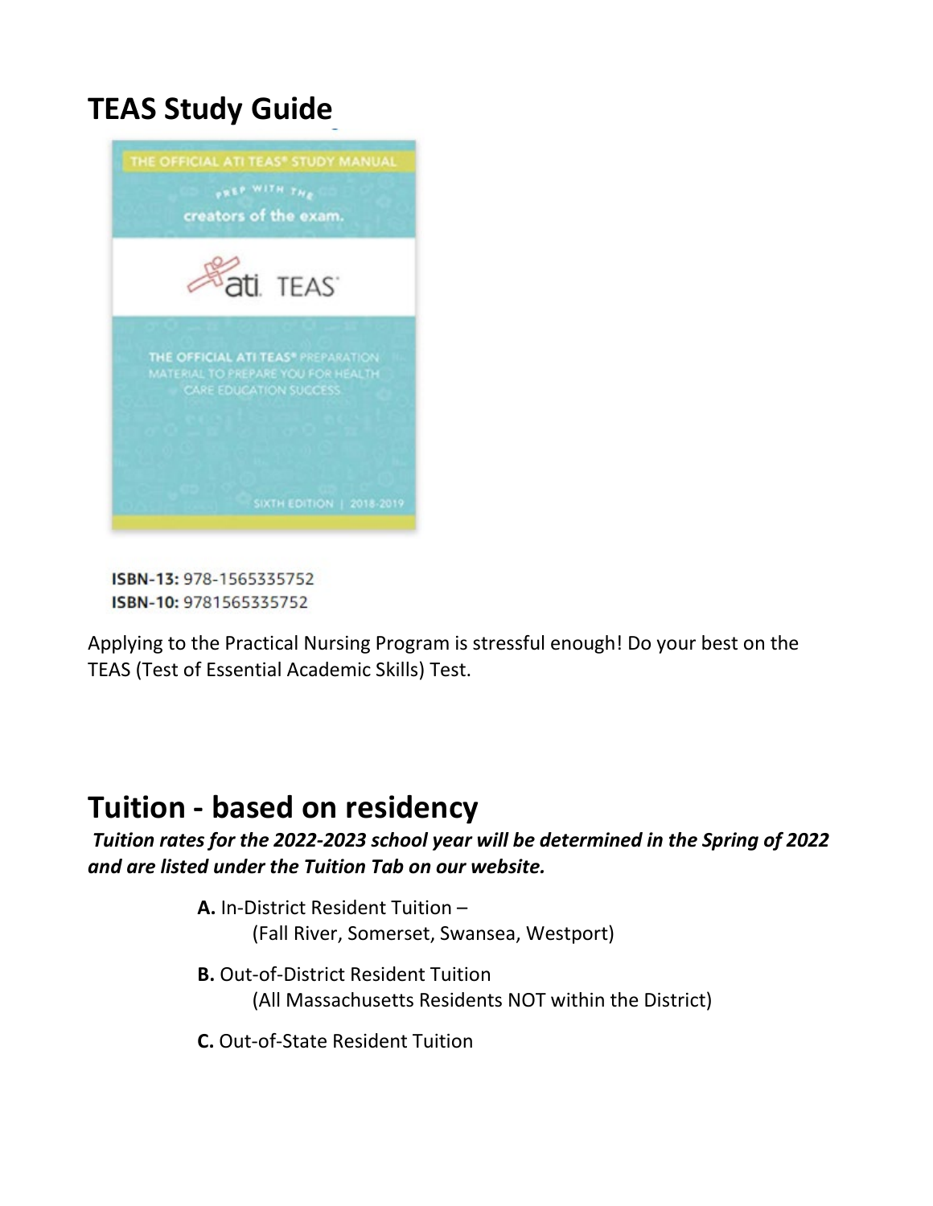## TEAS Study Guide

ISBN-13: 978-1565335752
ISBN-10: 9781565335752

Applying to the Practical Nursing Program is stressful enough! Do your best on the TEAS (Test of Essential Academic Skills) Test.

## Tuition - based on residency

***Tuition rates for the 2022-2023 school year will be determined in the Spring of 2022 and are listed under the Tuition Tab on our website.***

**A.** In-District Resident Tuition –
(Fall River, Somerset, Swansea, Westport)

**B.** Out-of-District Resident Tuition
(All Massachusetts Residents NOT within the District)

**C.** Out-of-State Resident Tuition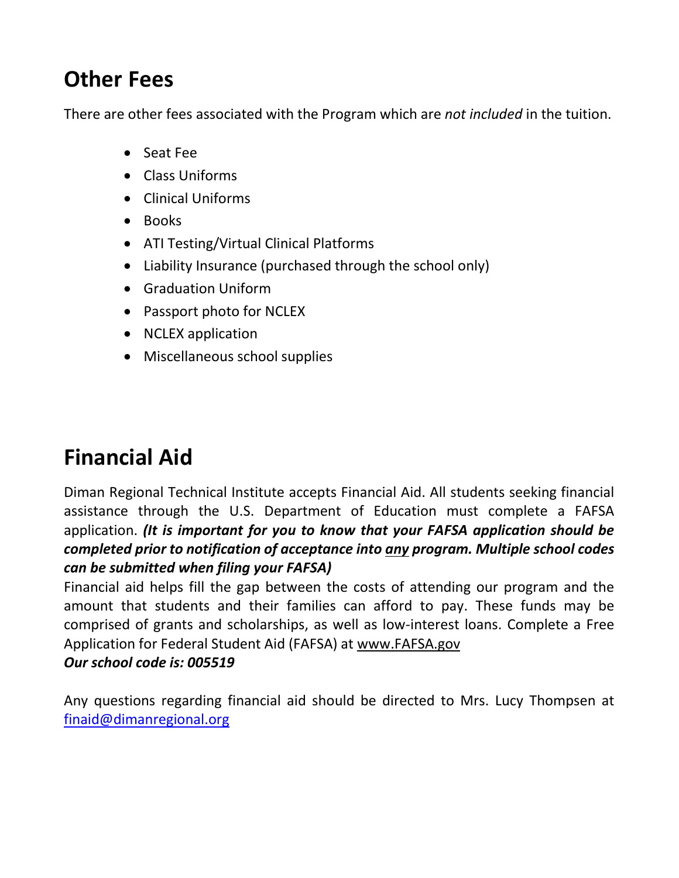## Other Fees

There are other fees associated with the Program which are *not included* in the tuition.

- Seat Fee
- Class Uniforms
- Clinical Uniforms
- Books
- ATI Testing/Virtual Clinical Platforms
- Liability Insurance (purchased through the school only)
- Graduation Uniform
- Passport photo for NCLEX
- NCLEX application
- Miscellaneous school supplies

## Financial Aid

Diman Regional Technical Institute accepts Financial Aid. All students seeking financial assistance through the U.S. Department of Education must complete a FAFSA application. ***(It is important for you to know that your FAFSA application should be completed prior to notification of acceptance into <u>any</u> program. Multiple school codes can be submitted when filing your FAFSA)***

Financial aid helps fill the gap between the costs of attending our program and the amount that students and their families can afford to pay. These funds may be comprised of grants and scholarships, as well as low-interest loans. Complete a Free Application for Federal Student Aid (FAFSA) at www.FAFSA.gov

***Our school code is: 005519***

Any questions regarding financial aid should be directed to Mrs. Lucy Thompsen at finaid@dimanregional.org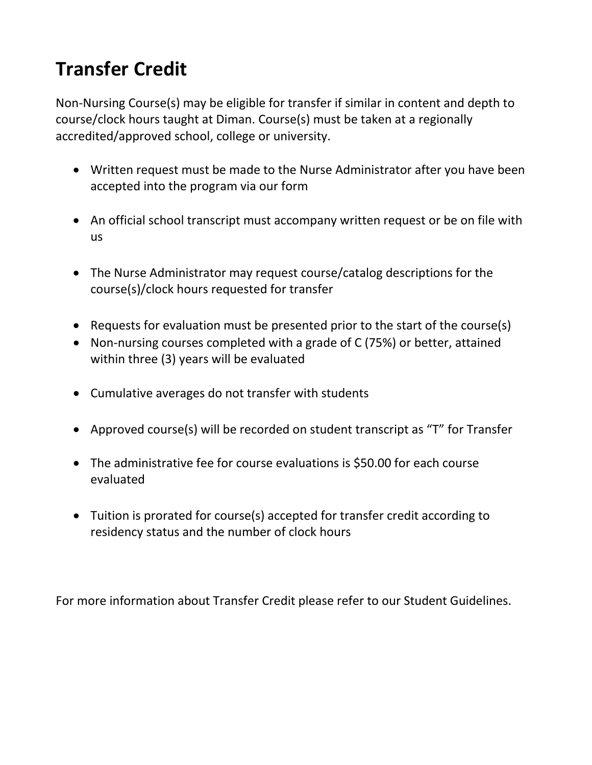# Transfer Credit

Non-Nursing Course(s) may be eligible for transfer if similar in content and depth to course/clock hours taught at Diman. Course(s) must be taken at a regionally accredited/approved school, college or university.

- Written request must be made to the Nurse Administrator after you have been accepted into the program via our form
- An official school transcript must accompany written request or be on file with us
- The Nurse Administrator may request course/catalog descriptions for the course(s)/clock hours requested for transfer
- Requests for evaluation must be presented prior to the start of the course(s)
- Non-nursing courses completed with a grade of C (75%) or better, attained within three (3) years will be evaluated
- Cumulative averages do not transfer with students
- Approved course(s) will be recorded on student transcript as "T" for Transfer
- The administrative fee for course evaluations is $50.00 for each course evaluated
- Tuition is prorated for course(s) accepted for transfer credit according to residency status and the number of clock hours

For more information about Transfer Credit please refer to our Student Guidelines.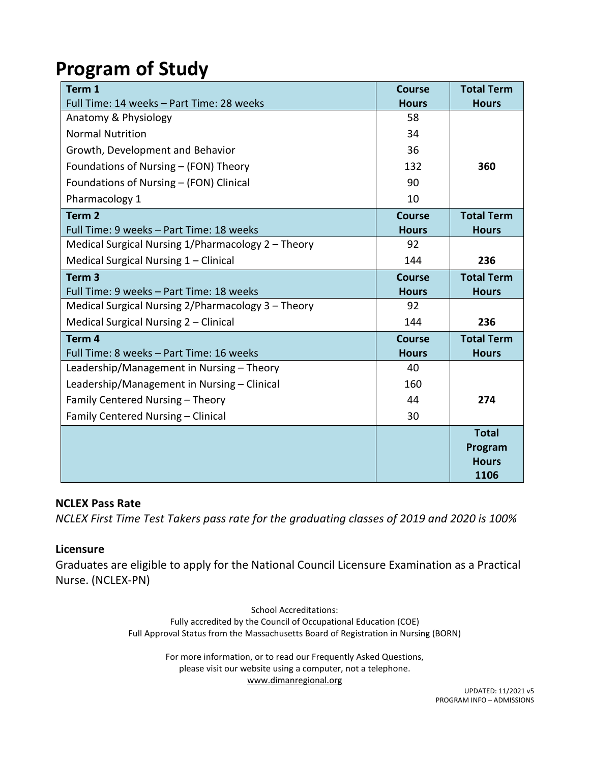# Program of Study

| Term 1<br>Full Time: 14 weeks – Part Time: 28 weeks | Course Hours | Total Term Hours |
|---|---|---|
| Anatomy & Physiology | 58 | |
| Normal Nutrition | 34 | |
| Growth, Development and Behavior | 36 | |
| Foundations of Nursing – (FON) Theory | 132 | **360** |
| Foundations of Nursing – (FON) Clinical | 90 | |
| Pharmacology 1 | 10 | |
| **Term 2**<br>Full Time: 9 weeks – Part Time: 18 weeks | **Course Hours** | **Total Term Hours** |
| Medical Surgical Nursing 1/Pharmacology 2 – Theory | 92 | |
| Medical Surgical Nursing 1 – Clinical | 144 | **236** |
| **Term 3**<br>Full Time: 9 weeks – Part Time: 18 weeks | **Course Hours** | **Total Term Hours** |
| Medical Surgical Nursing 2/Pharmacology 3 – Theory | 92 | |
| Medical Surgical Nursing 2 – Clinical | 144 | **236** |
| **Term 4**<br>Full Time: 8 weeks – Part Time: 16 weeks | **Course Hours** | **Total Term Hours** |
| Leadership/Management in Nursing – Theory | 40 | |
| Leadership/Management in Nursing – Clinical | 160 | |
| Family Centered Nursing – Theory | 44 | **274** |
| Family Centered Nursing – Clinical | 30 | |
| | | **Total Program Hours 1106** |

**NCLEX Pass Rate**

*NCLEX First Time Test Takers pass rate for the graduating classes of 2019 and 2020 is 100%*

**Licensure**

Graduates are eligible to apply for the National Council Licensure Examination as a Practical Nurse. (NCLEX-PN)

School Accreditations:
Fully accredited by the Council of Occupational Education (COE)
Full Approval Status from the Massachusetts Board of Registration in Nursing (BORN)

For more information, or to read our Frequently Asked Questions, please visit our website using a computer, not a telephone.
www.dimanregional.org

UPDATED: 11/2021 v5
PROGRAM INFO – ADMISSIONS